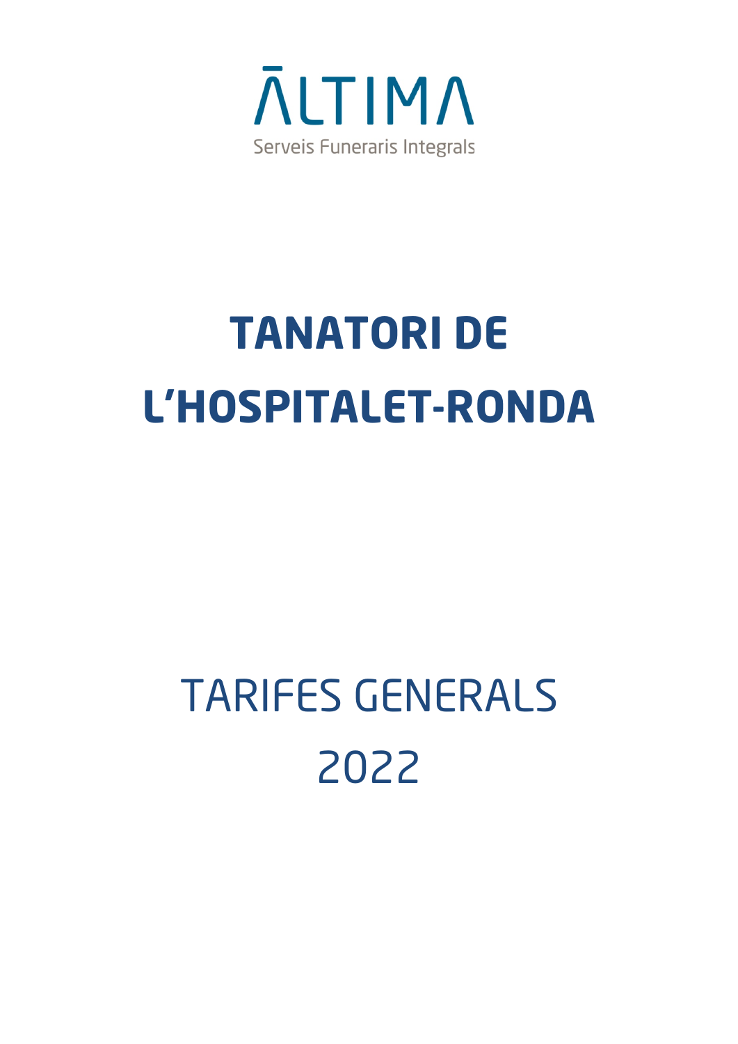ĀLTIMA

Serveis Funeraris Integrals

# TANATORI DE L'HOSPITALET-RONDA

## TARIFES GENERALS 2022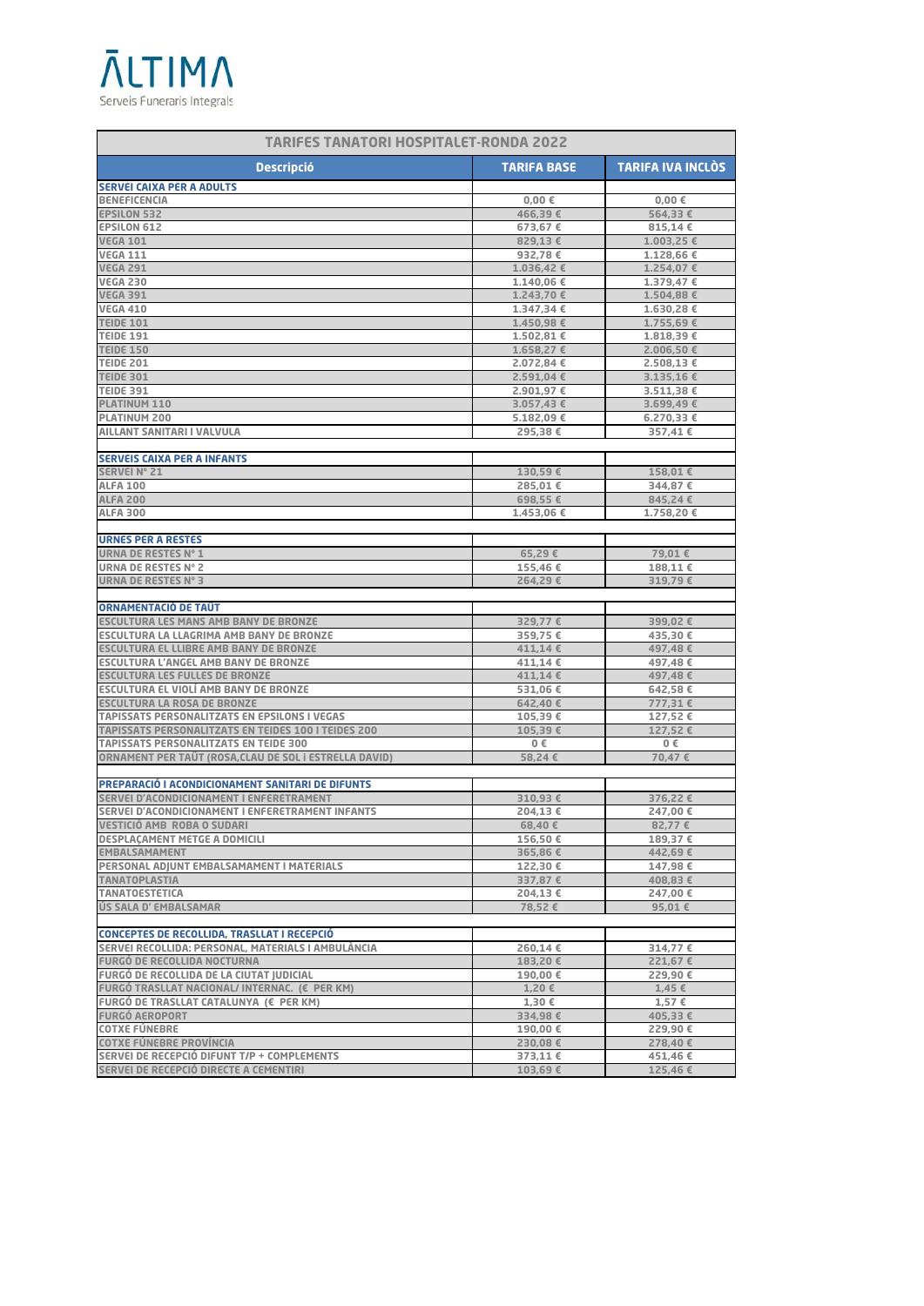ĀLTIMA
Serveis Funeraris Integrals

| TARIFES TANATORI HOSPITALET-RONDA 2022 | | |
|---|---|---|
| **Descripció** | **TARIFA BASE** | **TARIFA IVA INCLÒS** |
| **SERVEI CAIXA PER A ADULTS** | | |
| BENEFICENCIA | 0,00 € | 0,00 € |
| EPSILON 532 | 466,39 € | 564,33 € |
| EPSILON 612 | 673,67 € | 815,14 € |
| VEGA 101 | 829,13 € | 1.003,25 € |
| VEGA 111 | 932,78 € | 1.128,66 € |
| VEGA 291 | 1.036,42 € | 1.254,07 € |
| VEGA 230 | 1.140,06 € | 1.379,47 € |
| VEGA 391 | 1.243,70 € | 1.504,88 € |
| VEGA 410 | 1.347,34 € | 1.630,28 € |
| TEIDE 101 | 1.450,98 € | 1.755,69 € |
| TEIDE 191 | 1.502,81 € | 1.818,39 € |
| TEIDE 150 | 1.658,27 € | 2.006,50 € |
| TEIDE 201 | 2.072,84 € | 2.508,13 € |
| TEIDE 301 | 2.591,04 € | 3.135,16 € |
| TEIDE 391 | 2.901,97 € | 3.511,38 € |
| PLATINUM 110 | 3.057,43 € | 3.699,49 € |
| PLATINUM 200 | 5.182,09 € | 6.270,33 € |
| AILLANT SANITARI I VALVULA | 295,38 € | 357,41 € |
| | | |
| **SERVEIS CAIXA PER A INFANTS** | | |
| SERVEI Nº 21 | 130,59 € | 158,01 € |
| ALFA 100 | 285,01 € | 344,87 € |
| ALFA 200 | 698,55 € | 845,24 € |
| ALFA 300 | 1.453,06 € | 1.758,20 € |
| | | |
| **URNES PER A RESTES** | | |
| URNA DE RESTES Nº 1 | 65,29 € | 79,01 € |
| URNA DE RESTES Nº 2 | 155,46 € | 188,11 € |
| URNA DE RESTES Nº 3 | 264,29 € | 319,79 € |
| | | |
| **ORNAMENTACIÓ DE TAÜT** | | |
| ESCULTURA LES MANS AMB BANY DE BRONZE | 329,77 € | 399,02 € |
| ESCULTURA LA LLAGRIMA AMB BANY DE BRONZE | 359,75 € | 435,30 € |
| ESCULTURA EL LLIBRE AMB BANY DE BRONZE | 411,14 € | 497,48 € |
| ESCULTURA L'ANGEL AMB BANY DE BRONZE | 411,14 € | 497,48 € |
| ESCULTURA LES FULLES DE BRONZE | 411,14 € | 497,48 € |
| ESCULTURA EL VIOLÍ AMB BANY DE BRONZE | 531,06 € | 642,58 € |
| ESCULTURA LA ROSA DE BRONZE | 642,40 € | 777,31 € |
| TAPISSATS PERSONALITZATS EN EPSILONS I VEGAS | 105,39 € | 127,52 € |
| TAPISSATS PERSONALITZATS EN TEIDES 100 I TEIDES 200 | 105,39 € | 127,52 € |
| TAPISSATS PERSONALITZATS EN TEIDE 300 | 0 € | 0 € |
| ORNAMENT PER TAÜT (ROSA,CLAU DE SOL I ESTRELLA DAVID) | 58,24 € | 70,47 € |
| | | |
| **PREPARACIÓ I ACONDICIONAMENT SANITARI DE DIFUNTS** | | |
| SERVEI D'ACONDICIONAMENT I ENFERETRAMENT | 310,93 € | 376,22 € |
| SERVEI D'ACONDICIONAMENT I ENFERETRAMENT INFANTS | 204,13 € | 247,00 € |
| VESTICIÓ AMB ROBA O SUDARI | 68,40 € | 82,77 € |
| DESPLAÇAMENT METGE A DOMICILI | 156,50 € | 189,37 € |
| EMBALSAMAMENT | 365,86 € | 442,69 € |
| PERSONAL ADJUNT EMBALSAMAMENT I MATERIALS | 122,30 € | 147,98 € |
| TANATOPLASTIA | 337,87 € | 408,83 € |
| TANATOESTETICA | 204,13 € | 247,00 € |
| ÚS SALA D' EMBALSAMAR | 78,52 € | 95,01 € |
| | | |
| **CONCEPTES DE RECOLLIDA, TRASLLAT I RECEPCIÓ** | | |
| SERVEI RECOLLIDA: PERSONAL, MATERIALS I AMBULÀNCIA | 260,14 € | 314,77 € |
| FURGÓ DE RECOLLIDA NOCTURNA | 183,20 € | 221,67 € |
| FURGÓ DE RECOLLIDA DE LA CIUTAT JUDICIAL | 190,00 € | 229,90 € |
| FURGÓ TRASLLAT NACIONAL/ INTERNAC. (€ PER KM) | 1,20 € | 1,45 € |
| FURGÓ DE TRASLLAT CATALUNYA (€ PER KM) | 1,30 € | 1,57 € |
| FURGÓ AEROPORT | 334,98 € | 405,33 € |
| COTXE FÚNEBRE | 190,00 € | 229,90 € |
| COTXE FÚNEBRE PROVÍNCIA | 230,08 € | 278,40 € |
| SERVEI DE RECEPCIÓ DIFUNT T/P + COMPLEMENTS | 373,11 € | 451,46 € |
| SERVEI DE RECEPCIÓ DIRECTE A CEMENTIRI | 103,69 € | 125,46 € |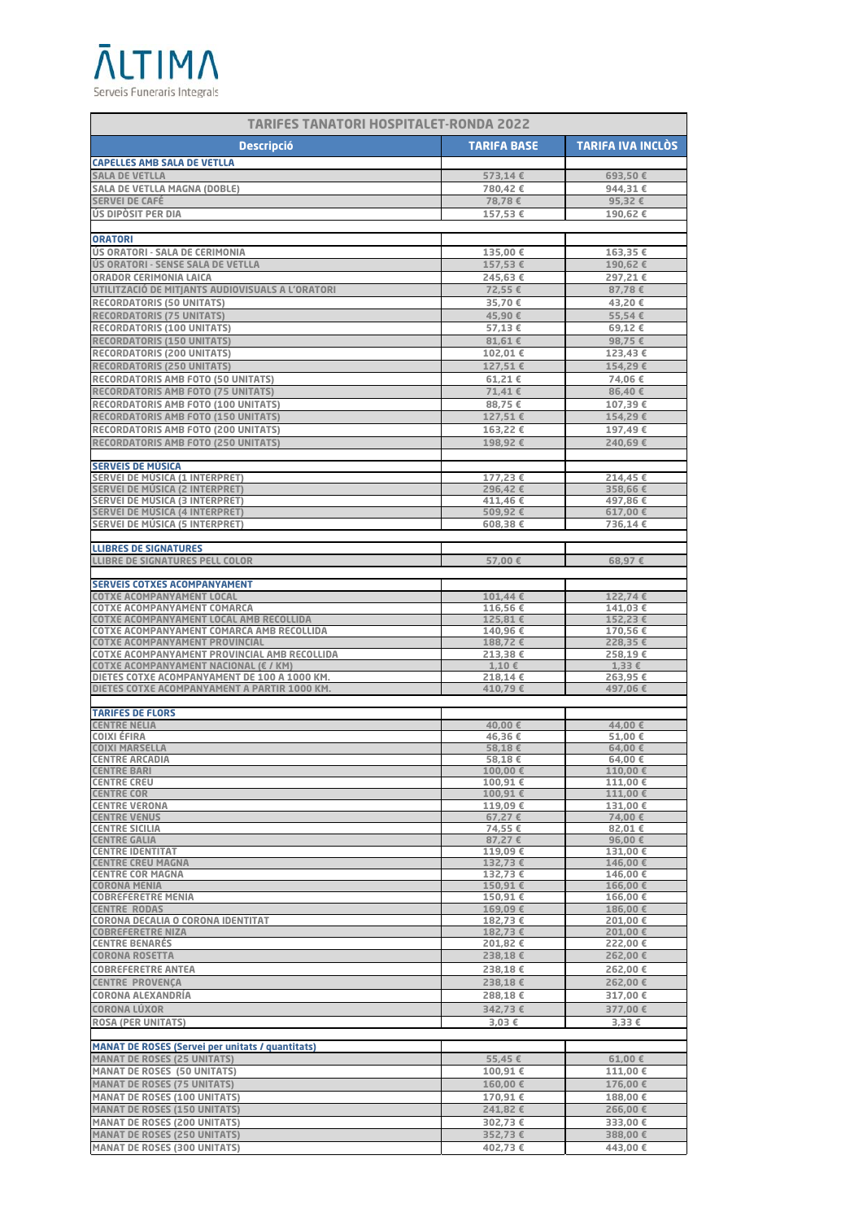ĀLTIMA
Serveis Funeraris Integrals

| TARIFES TANATORI HOSPITALET-RONDA 2022 | | |
|---|---|---|
| **Descripció** | **TARIFA BASE** | **TARIFA IVA INCLÒS** |
| **CAPELLES AMB SALA DE VETLLA** | | |
| SALA DE VETLLA | 573,14 € | 693,50 € |
| SALA DE VETLLA MAGNA (DOBLE) | 780,42 € | 944,31 € |
| SERVEI DE CAFÉ | 78,78 € | 95,32 € |
| ÚS DIPÒSIT PER DIA | 157,53 € | 190,62 € |
| | | |
| **ORATORI** | | |
| ÚS ORATORI - SALA DE CERIMONIA | 135,00 € | 163,35 € |
| ÚS ORATORI - SENSE SALA DE VETLLA | 157,53 € | 190,62 € |
| ORADOR CERIMONIA LAICA | 245,63 € | 297,21 € |
| UTILITZACIÓ DE MITJANTS AUDIOVISUALS A L'ORATORI | 72,55 € | 87,78 € |
| RECORDATORIS (50 UNITATS) | 35,70 € | 43,20 € |
| RECORDATORIS (75 UNITATS) | 45,90 € | 55,54 € |
| RECORDATORIS (100 UNITATS) | 57,13 € | 69,12 € |
| RECORDATORIS (150 UNITATS) | 81,61 € | 98,75 € |
| RECORDATORIS (200 UNITATS) | 102,01 € | 123,43 € |
| RECORDATORIS (250 UNITATS) | 127,51 € | 154,29 € |
| RECORDATORIS AMB FOTO (50 UNITATS) | 61,21 € | 74,06 € |
| RECORDATORIS AMB FOTO (75 UNITATS) | 71,41 € | 86,40 € |
| RECORDATORIS AMB FOTO (100 UNITATS) | 88,75 € | 107,39 € |
| RECORDATORIS AMB FOTO (150 UNITATS) | 127,51 € | 154,29 € |
| RECORDATORIS AMB FOTO (200 UNITATS) | 163,22 € | 197,49 € |
| RECORDATORIS AMB FOTO (250 UNITATS) | 198,92 € | 240,69 € |
| | | |
| **SERVEIS DE MÚSICA** | | |
| SERVEI DE MÚSICA (1 INTERPRET) | 177,23 € | 214,45 € |
| SERVEI DE MÚSICA (2 INTERPRET) | 296,42 € | 358,66 € |
| SERVEI DE MÚSICA (3 INTERPRET) | 411,46 € | 497,86 € |
| SERVEI DE MÚSICA (4 INTERPRET) | 509,92 € | 617,00 € |
| SERVEI DE MÚSICA (5 INTERPRET) | 608,38 € | 736,14 € |
| | | |
| **LLIBRES DE SIGNATURES** | | |
| LLIBRE DE SIGNATURES PELL COLOR | 57,00 € | 68,97 € |
| | | |
| **SERVEIS COTXES ACOMPANYAMENT** | | |
| COTXE ACOMPANYAMENT LOCAL | 101,44 € | 122,74 € |
| COTXE ACOMPANYAMENT COMARCA | 116,56 € | 141,03 € |
| COTXE ACOMPANYAMENT LOCAL AMB RECOLLIDA | 125,81 € | 152,23 € |
| COTXE ACOMPANYAMENT COMARCA AMB RECOLLIDA | 140,96 € | 170,56 € |
| COTXE ACOMPANYAMENT PROVINCIAL | 188,72 € | 228,35 € |
| COTXE ACOMPANYAMENT PROVINCIAL AMB RECOLLIDA | 213,38 € | 258,19 € |
| COTXE ACOMPANYAMENT NACIONAL (€ / KM) | 1,10 € | 1,33 € |
| DIETES COTXE ACOMPANYAMENT DE 100 A 1000 KM. | 218,14 € | 263,95 € |
| DIETES COTXE ACOMPANYAMENT A PARTIR 1000 KM. | 410,79 € | 497,06 € |
| | | |
| **TARIFES DE FLORS** | | |
| CENTRE NELIA | 40,00 € | 44,00 € |
| COIXÍ ÉFIRA | 46,36 € | 51,00 € |
| COIXÍ MARSELLA | 58,18 € | 64,00 € |
| CENTRE ARCADIA | 58,18 € | 64,00 € |
| CENTRE BARI | 100,00 € | 110,00 € |
| CENTRE CREU | 100,91 € | 111,00 € |
| CENTRE COR | 100,91 € | 111,00 € |
| CENTRE VERONA | 119,09 € | 131,00 € |
| CENTRE VENUS | 67,27 € | 74,00 € |
| CENTRE SICILIA | 74,55 € | 82,01 € |
| CENTRE GALIA | 87,27 € | 96,00 € |
| CENTRE IDENTITAT | 119,09 € | 131,00 € |
| CENTRE CREU MAGNA | 132,73 € | 146,00 € |
| CENTRE COR MAGNA | 132,73 € | 146,00 € |
| CORONA MENIA | 150,91 € | 166,00 € |
| COBREFERETRE MENIA | 150,91 € | 166,00 € |
| CENTRE RODAS | 169,09 € | 186,00 € |
| CORONA DECALIA O CORONA IDENTITAT | 182,73 € | 201,00 € |
| COBREFERETRE NIZA | 182,73 € | 201,00 € |
| CENTRE BENARÉS | 201,82 € | 222,00 € |
| CORONA ROSETTA | 238,18 € | 262,00 € |
| COBREFERETRE ANTEA | 238,18 € | 262,00 € |
| CENTRE PROVENÇA | 238,18 € | 262,00 € |
| CORONA ALEXANDRÍA | 288,18 € | 317,00 € |
| CORONA LÚXOR | 342,73 € | 377,00 € |
| ROSA (PER UNITATS) | 3,03 € | 3,33 € |
| | | |
| **MANAT DE ROSES (Servei per unitats / quantitats)** | | |
| MANAT DE ROSES (25 UNITATS) | 55,45 € | 61,00 € |
| MANAT DE ROSES (50 UNITATS) | 100,91 € | 111,00 € |
| MANAT DE ROSES (75 UNITATS) | 160,00 € | 176,00 € |
| MANAT DE ROSES (100 UNITATS) | 170,91 € | 188,00 € |
| MANAT DE ROSES (150 UNITATS) | 241,82 € | 266,00 € |
| MANAT DE ROSES (200 UNITATS) | 302,73 € | 333,00 € |
| MANAT DE ROSES (250 UNITATS) | 352,73 € | 388,00 € |
| MANAT DE ROSES (300 UNITATS) | 402,73 € | 443,00 € |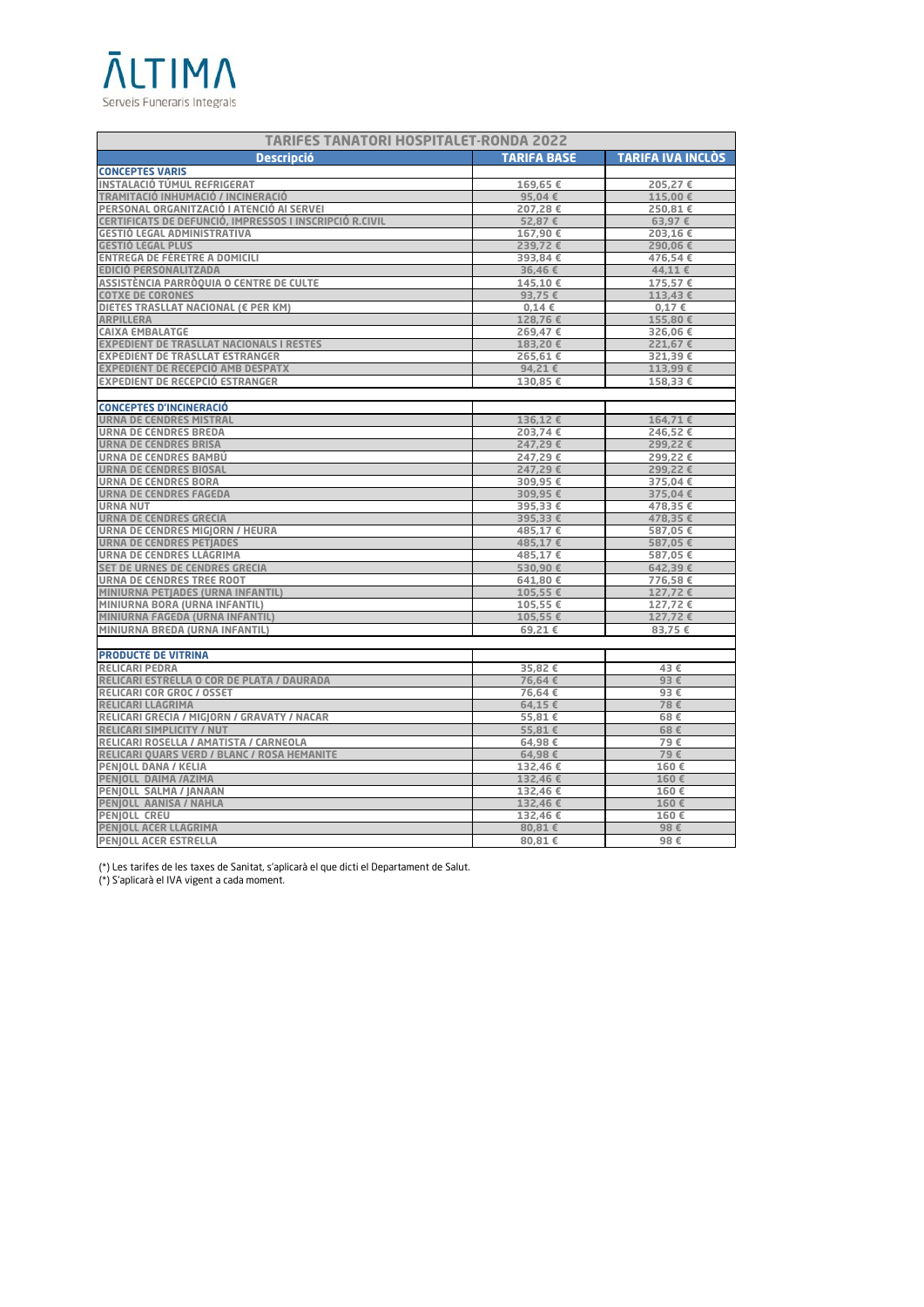# ĀLTIMA

Serveis Funeraris Integrals

| TARIFES TANATORI HOSPITALET-RONDA 2022 | | |
|---|---|---|
| **Descripció** | **TARIFA BASE** | **TARIFA IVA INCLÒS** |
| **CONCEPTES VARIS** | | |
| INSTAL·LACIÓ TÚMUL REFRIGERAT | 169,65 € | 205,27 € |
| TRAMITACIÓ INHUMACIÓ / INCINERACIÓ | 95,04 € | 115,00 € |
| PERSONAL ORGANITZACIÓ I ATENCIÓ AI SERVEI | 207,28 € | 250,81 € |
| CERTIFICATS DE DEFUNCIÓ, IMPRESSOS I INSCRIPCIÓ R.CIVIL | 52,87 € | 63,97 € |
| GESTIÓ LEGAL ADMINISTRATIVA | 167,90 € | 203,16 € |
| GESTIÓ LEGAL PLUS | 239,72 € | 290,06 € |
| ENTREGA DE FÈRETRE A DOMICILI | 393,84 € | 476,54 € |
| EDICIÓ PERSONALITZADA | 36,46 € | 44,11 € |
| ASSISTÈNCIA PARRÒQUIA O CENTRE DE CULTE | 145,10 € | 175,57 € |
| COTXE DE CORONES | 93,75 € | 113,43 € |
| DIETES TRASLLAT NACIONAL (€ PER KM) | 0,14 € | 0,17 € |
| ARPILLERA | 128,76 € | 155,80 € |
| CAIXA EMBALATGE | 269,47 € | 326,06 € |
| EXPEDIENT DE TRASLLAT NACIONALS I RESTES | 183,20 € | 221,67 € |
| EXPEDIENT DE TRASLLAT ESTRANGER | 265,61 € | 321,39 € |
| EXPEDIENT DE RECEPCIÓ AMB DESPATX | 94,21 € | 113,99 € |
| EXPEDIENT DE RECEPCIÓ ESTRANGER | 130,85 € | 158,33 € |
| | | |
| **CONCEPTES D'INCINERACIÓ** | | |
| URNA DE CENDRES MISTRAL | 136,12 € | 164,71 € |
| URNA DE CENDRES BREDA | 203,74 € | 246,52 € |
| URNA DE CENDRES BRISA | 247,29 € | 299,22 € |
| URNA DE CENDRES BAMBÚ | 247,29 € | 299,22 € |
| URNA DE CENDRES BIOSAL | 247,29 € | 299,22 € |
| URNA DE CENDRES BORA | 309,95 € | 375,04 € |
| URNA DE CENDRES FAGEDA | 309,95 € | 375,04 € |
| URNA NUT | 395,33 € | 478,35 € |
| URNA DE CENDRES GRECIA | 395,33 € | 478,35 € |
| URNA DE CENDRES MIGJORN / HEURA | 485,17 € | 587,05 € |
| URNA DE CENDRES PETJADES | 485,17 € | 587,05 € |
| URNA DE CENDRES LLÀGRIMA | 485,17 € | 587,05 € |
| SET DE URNES DE CENDRES GRECIA | 530,90 € | 642,39 € |
| URNA DE CENDRES TREE ROOT | 641,80 € | 776,58 € |
| MINIURNA PETJADES (URNA INFANTIL) | 105,55 € | 127,72 € |
| MINIURNA BORA (URNA INFANTIL) | 105,55 € | 127,72 € |
| MINIURNA FAGEDA (URNA INFANTIL) | 105,55 € | 127,72 € |
| MINIURNA BREDA (URNA INFANTIL) | 69,21 € | 83,75 € |
| | | |
| **PRODUCTE DE VITRINA** | | |
| RELICARI PEDRA | 35,82 € | 43 € |
| RELICARI ESTRELLA O COR DE PLATA / DAURADA | 76,64 € | 93 € |
| RELICARI COR GROC / OSSET | 76,64 € | 93 € |
| RELICARI LLAGRIMA | 64,15 € | 78 € |
| RELICARI GRECIA / MIGJORN / GRAVATY / NACAR | 55,81 € | 68 € |
| RELICARI SIMPLICITY / NUT | 55,81 € | 68 € |
| RELICARI ROSELLA / AMATISTA / CARNEOLA | 64,98 € | 79 € |
| RELICARI QUARS VERD / BLANC / ROSA HEMANITE | 64,98 € | 79 € |
| PENJOLL DANA / KELIA | 132,46 € | 160 € |
| PENJOLL DAIMA /AZIMA | 132,46 € | 160 € |
| PENJOLL SALMA / JANAAN | 132,46 € | 160 € |
| PENJOLL AANISA / NAHLA | 132,46 € | 160 € |
| PENJOLL CREU | 132,46 € | 160 € |
| PENJOLL ACER LLAGRIMA | 80,81 € | 98 € |
| PENJOLL ACER ESTRELLA | 80,81 € | 98 € |

(*) Les tarifes de les taxes de Sanitat, s'aplicarà el que dicti el Departament de Salut.
(*) S'aplicarà el IVA vigent a cada moment.